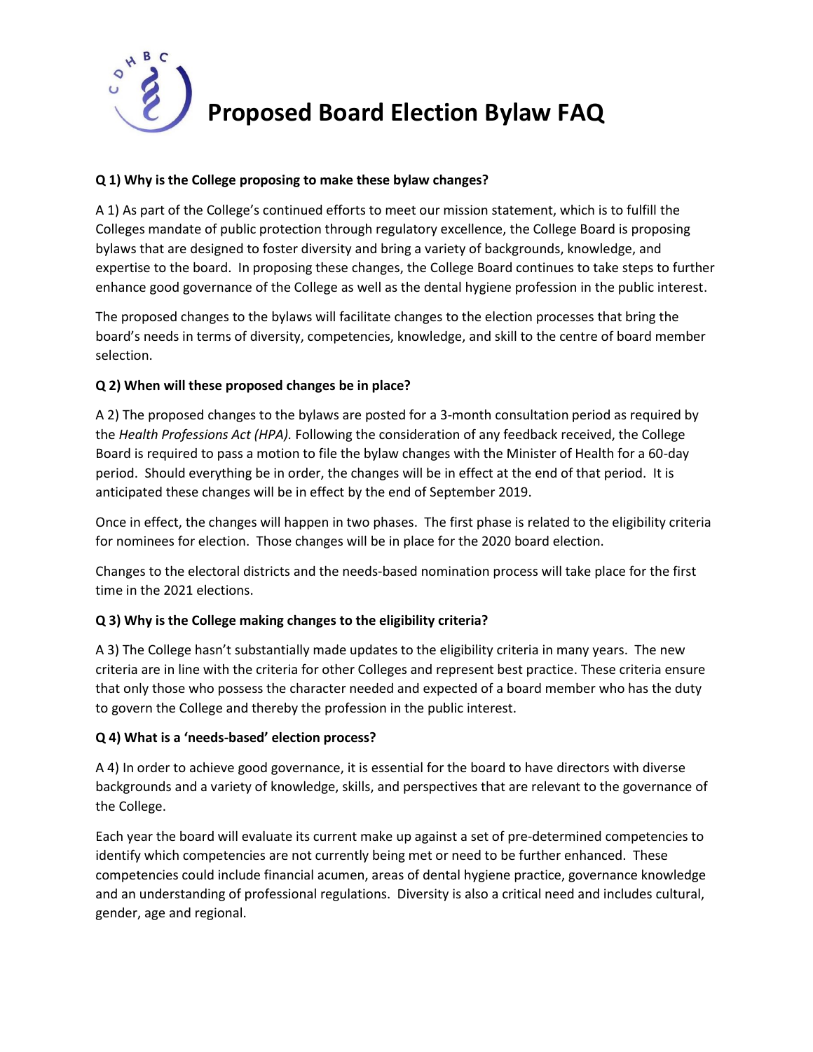# Proposed Board Election Bylaw FAQ

**Q 1) Why is the College proposing to make these bylaw changes?**

A 1) As part of the College's continued efforts to meet our mission statement, which is to fulfill the Colleges mandate of public protection through regulatory excellence, the College Board is proposing bylaws that are designed to foster diversity and bring a variety of backgrounds, knowledge, and expertise to the board. In proposing these changes, the College Board continues to take steps to further enhance good governance of the College as well as the dental hygiene profession in the public interest.

The proposed changes to the bylaws will facilitate changes to the election processes that bring the board's needs in terms of diversity, competencies, knowledge, and skill to the centre of board member selection.

**Q 2) When will these proposed changes be in place?**

A 2) The proposed changes to the bylaws are posted for a 3-month consultation period as required by the *Health Professions Act (HPA).* Following the consideration of any feedback received, the College Board is required to pass a motion to file the bylaw changes with the Minister of Health for a 60-day period. Should everything be in order, the changes will be in effect at the end of that period. It is anticipated these changes will be in effect by the end of September 2019.

Once in effect, the changes will happen in two phases. The first phase is related to the eligibility criteria for nominees for election. Those changes will be in place for the 2020 board election.

Changes to the electoral districts and the needs-based nomination process will take place for the first time in the 2021 elections.

**Q 3) Why is the College making changes to the eligibility criteria?**

A 3) The College hasn't substantially made updates to the eligibility criteria in many years. The new criteria are in line with the criteria for other Colleges and represent best practice. These criteria ensure that only those who possess the character needed and expected of a board member who has the duty to govern the College and thereby the profession in the public interest.

**Q 4) What is a 'needs-based' election process?**

A 4) In order to achieve good governance, it is essential for the board to have directors with diverse backgrounds and a variety of knowledge, skills, and perspectives that are relevant to the governance of the College.

Each year the board will evaluate its current make up against a set of pre-determined competencies to identify which competencies are not currently being met or need to be further enhanced. These competencies could include financial acumen, areas of dental hygiene practice, governance knowledge and an understanding of professional regulations. Diversity is also a critical need and includes cultural, gender, age and regional.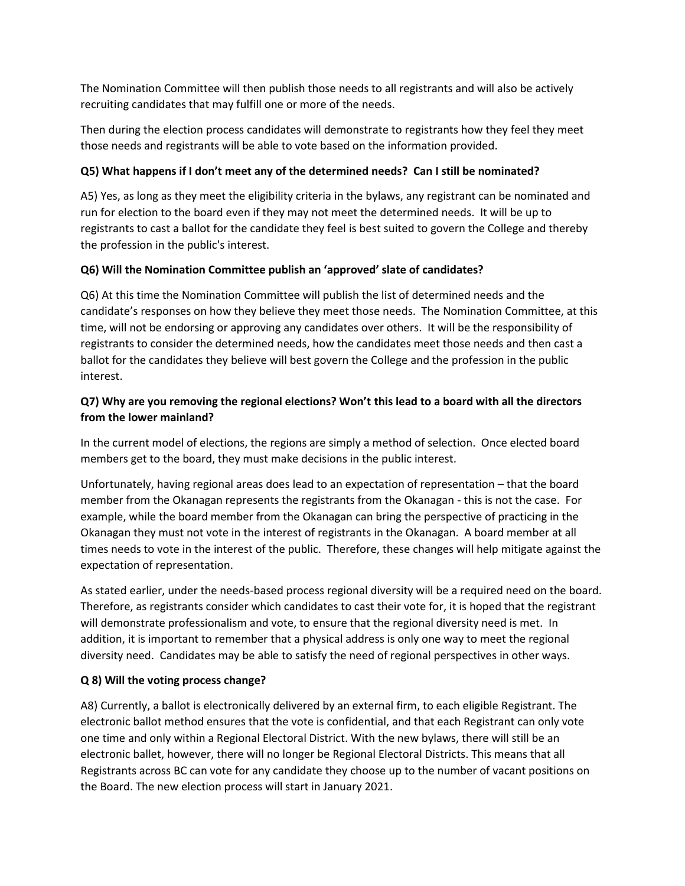The Nomination Committee will then publish those needs to all registrants and will also be actively recruiting candidates that may fulfill one or more of the needs.

Then during the election process candidates will demonstrate to registrants how they feel they meet those needs and registrants will be able to vote based on the information provided.

**Q5) What happens if I don't meet any of the determined needs? Can I still be nominated?**

A5) Yes, as long as they meet the eligibility criteria in the bylaws, any registrant can be nominated and run for election to the board even if they may not meet the determined needs. It will be up to registrants to cast a ballot for the candidate they feel is best suited to govern the College and thereby the profession in the public's interest.

**Q6) Will the Nomination Committee publish an 'approved' slate of candidates?**

Q6) At this time the Nomination Committee will publish the list of determined needs and the candidate's responses on how they believe they meet those needs. The Nomination Committee, at this time, will not be endorsing or approving any candidates over others. It will be the responsibility of registrants to consider the determined needs, how the candidates meet those needs and then cast a ballot for the candidates they believe will best govern the College and the profession in the public interest.

**Q7) Why are you removing the regional elections? Won't this lead to a board with all the directors from the lower mainland?**

In the current model of elections, the regions are simply a method of selection. Once elected board members get to the board, they must make decisions in the public interest.

Unfortunately, having regional areas does lead to an expectation of representation – that the board member from the Okanagan represents the registrants from the Okanagan - this is not the case. For example, while the board member from the Okanagan can bring the perspective of practicing in the Okanagan they must not vote in the interest of registrants in the Okanagan. A board member at all times needs to vote in the interest of the public. Therefore, these changes will help mitigate against the expectation of representation.

As stated earlier, under the needs-based process regional diversity will be a required need on the board. Therefore, as registrants consider which candidates to cast their vote for, it is hoped that the registrant will demonstrate professionalism and vote, to ensure that the regional diversity need is met. In addition, it is important to remember that a physical address is only one way to meet the regional diversity need. Candidates may be able to satisfy the need of regional perspectives in other ways.

**Q 8) Will the voting process change?**

A8) Currently, a ballot is electronically delivered by an external firm, to each eligible Registrant. The electronic ballot method ensures that the vote is confidential, and that each Registrant can only vote one time and only within a Regional Electoral District. With the new bylaws, there will still be an electronic ballet, however, there will no longer be Regional Electoral Districts. This means that all Registrants across BC can vote for any candidate they choose up to the number of vacant positions on the Board. The new election process will start in January 2021.